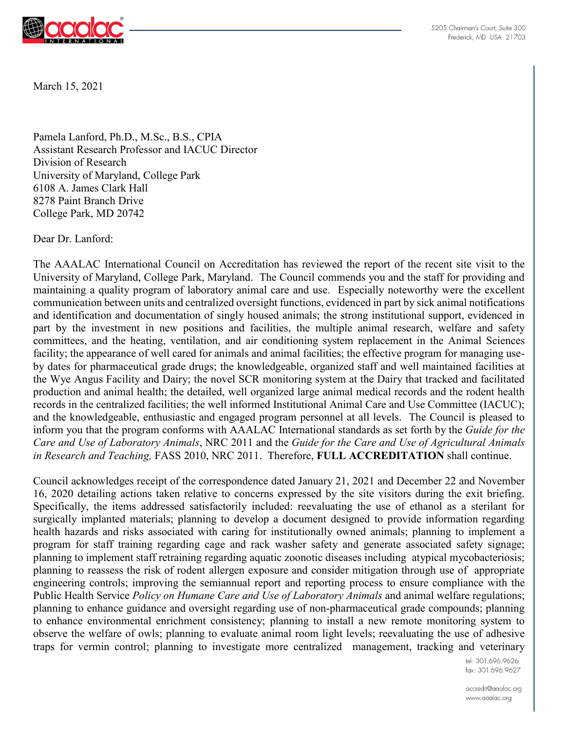5205 Chairman's Court, Suite 300
Frederick, MD USA 21703

March 15, 2021

Pamela Lanford, Ph.D., M.Sc., B.S., CPIA
Assistant Research Professor and IACUC Director
Division of Research
University of Maryland, College Park
6108 A. James Clark Hall
8278 Paint Branch Drive
College Park, MD 20742

Dear Dr. Lanford:

The AAALAC International Council on Accreditation has reviewed the report of the recent site visit to the University of Maryland, College Park, Maryland. The Council commends you and the staff for providing and maintaining a quality program of laboratory animal care and use. Especially noteworthy were the excellent communication between units and centralized oversight functions, evidenced in part by sick animal notifications and identification and documentation of singly housed animals; the strong institutional support, evidenced in part by the investment in new positions and facilities, the multiple animal research, welfare and safety committees, and the heating, ventilation, and air conditioning system replacement in the Animal Sciences facility; the appearance of well cared for animals and animal facilities; the effective program for managing use-by dates for pharmaceutical grade drugs; the knowledgeable, organized staff and well maintained facilities at the Wye Angus Facility and Dairy; the novel SCR monitoring system at the Dairy that tracked and facilitated production and animal health; the detailed, well organized large animal medical records and the rodent health records in the centralized facilities; the well informed Institutional Animal Care and Use Committee (IACUC); and the knowledgeable, enthusiastic and engaged program personnel at all levels. The Council is pleased to inform you that the program conforms with AAALAC International standards as set forth by the *Guide for the Care and Use of Laboratory Animals*, NRC 2011 and the *Guide for the Care and Use of Agricultural Animals in Research and Teaching,* FASS 2010, NRC 2011. Therefore, **FULL ACCREDITATION** shall continue.

Council acknowledges receipt of the correspondence dated January 21, 2021 and December 22 and November 16, 2020 detailing actions taken relative to concerns expressed by the site visitors during the exit briefing. Specifically, the items addressed satisfactorily included: reevaluating the use of ethanol as a sterilant for surgically implanted materials; planning to develop a document designed to provide information regarding health hazards and risks associated with caring for institutionally owned animals; planning to implement a program for staff training regarding cage and rack washer safety and generate associated safety signage; planning to implement staff retraining regarding aquatic zoonotic diseases including atypical mycobacteriosis; planning to reassess the risk of rodent allergen exposure and consider mitigation through use of appropriate engineering controls; improving the semiannual report and reporting process to ensure compliance with the Public Health Service *Policy on Humane Care and Use of Laboratory Animals* and animal welfare regulations; planning to enhance guidance and oversight regarding use of non-pharmaceutical grade compounds; planning to enhance environmental enrichment consistency; planning to install a new remote monitoring system to observe the welfare of owls; planning to evaluate animal room light levels; reevaluating the use of adhesive traps for vermin control; planning to investigate more centralized management, tracking and veterinary

tel: 301.696.9626
fax: 301.696.9627

accredit@aaalac.org
www.aaalac.org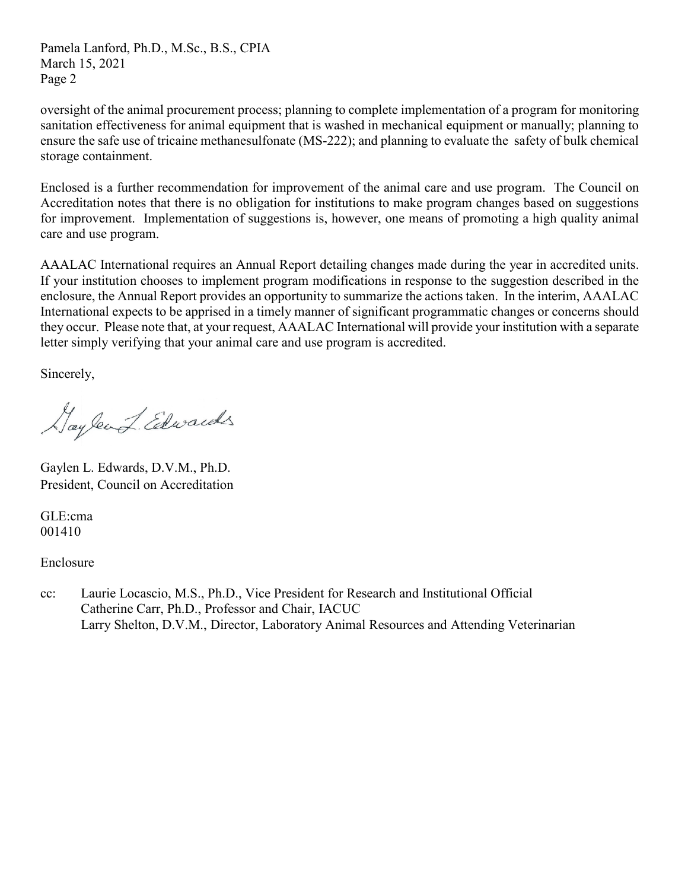oversight of the animal procurement process; planning to complete implementation of a program for monitoring sanitation effectiveness for animal equipment that is washed in mechanical equipment or manually; planning to ensure the safe use of tricaine methanesulfonate (MS-222); and planning to evaluate the safety of bulk chemical storage containment.

Enclosed is a further recommendation for improvement of the animal care and use program. The Council on Accreditation notes that there is no obligation for institutions to make program changes based on suggestions for improvement. Implementation of suggestions is, however, one means of promoting a high quality animal care and use program.

AAALAC International requires an Annual Report detailing changes made during the year in accredited units. If your institution chooses to implement program modifications in response to the suggestion described in the enclosure, the Annual Report provides an opportunity to summarize the actions taken. In the interim, AAALAC International expects to be apprised in a timely manner of significant programmatic changes or concerns should they occur. Please note that, at your request, AAALAC International will provide your institution with a separate letter simply verifying that your animal care and use program is accredited.

Sincerely,

Gaylen L. Edwards

Gaylen L. Edwards, D.V.M., Ph.D.
President, Council on Accreditation

GLE:cma
001410

Enclosure

cc: Laurie Locascio, M.S., Ph.D., Vice President for Research and Institutional Official
Catherine Carr, Ph.D., Professor and Chair, IACUC
Larry Shelton, D.V.M., Director, Laboratory Animal Resources and Attending Veterinarian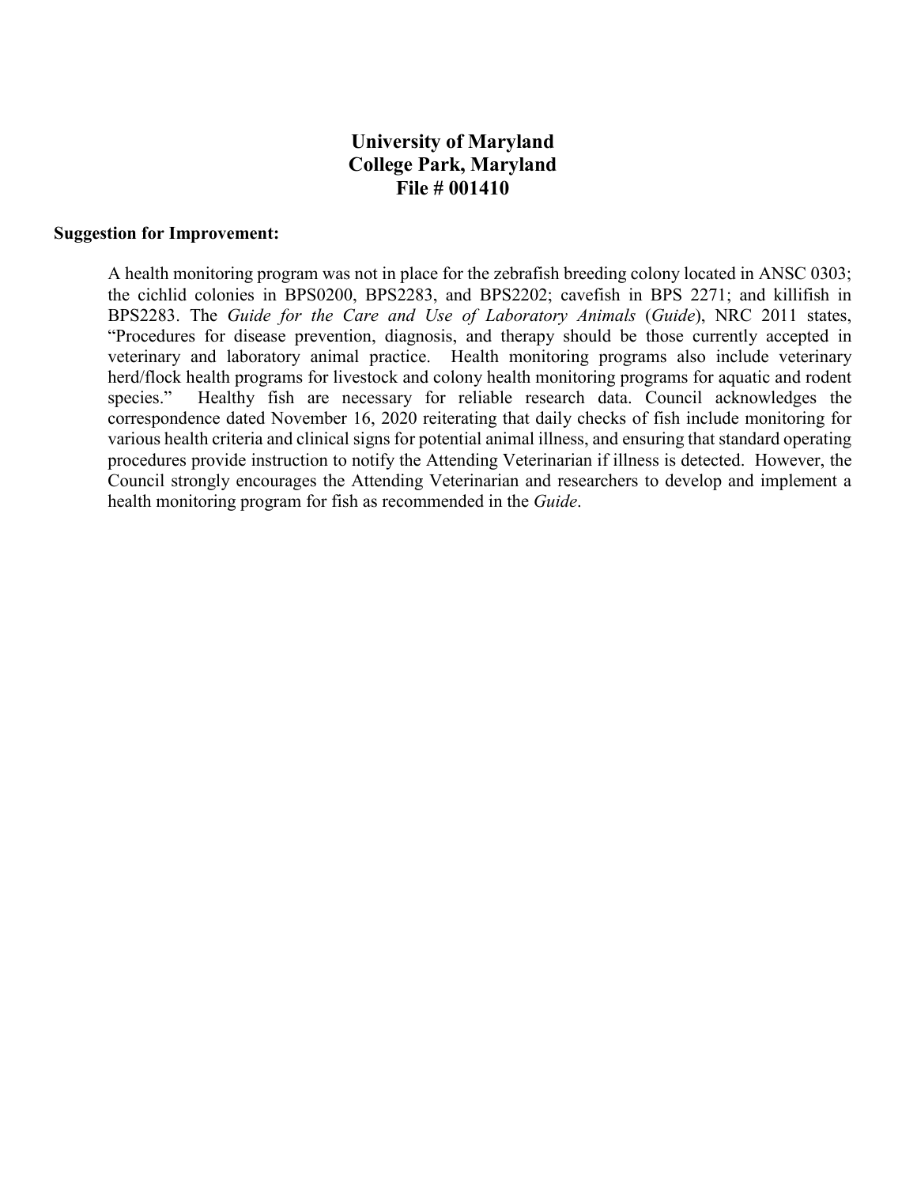# University of Maryland
# College Park, Maryland
# File # 001410

**Suggestion for Improvement:**

A health monitoring program was not in place for the zebrafish breeding colony located in ANSC 0303; the cichlid colonies in BPS0200, BPS2283, and BPS2202; cavefish in BPS 2271; and killifish in BPS2283. The *Guide for the Care and Use of Laboratory Animals* (*Guide*), NRC 2011 states, "Procedures for disease prevention, diagnosis, and therapy should be those currently accepted in veterinary and laboratory animal practice. Health monitoring programs also include veterinary herd/flock health programs for livestock and colony health monitoring programs for aquatic and rodent species." Healthy fish are necessary for reliable research data. Council acknowledges the correspondence dated November 16, 2020 reiterating that daily checks of fish include monitoring for various health criteria and clinical signs for potential animal illness, and ensuring that standard operating procedures provide instruction to notify the Attending Veterinarian if illness is detected. However, the Council strongly encourages the Attending Veterinarian and researchers to develop and implement a health monitoring program for fish as recommended in the *Guide*.